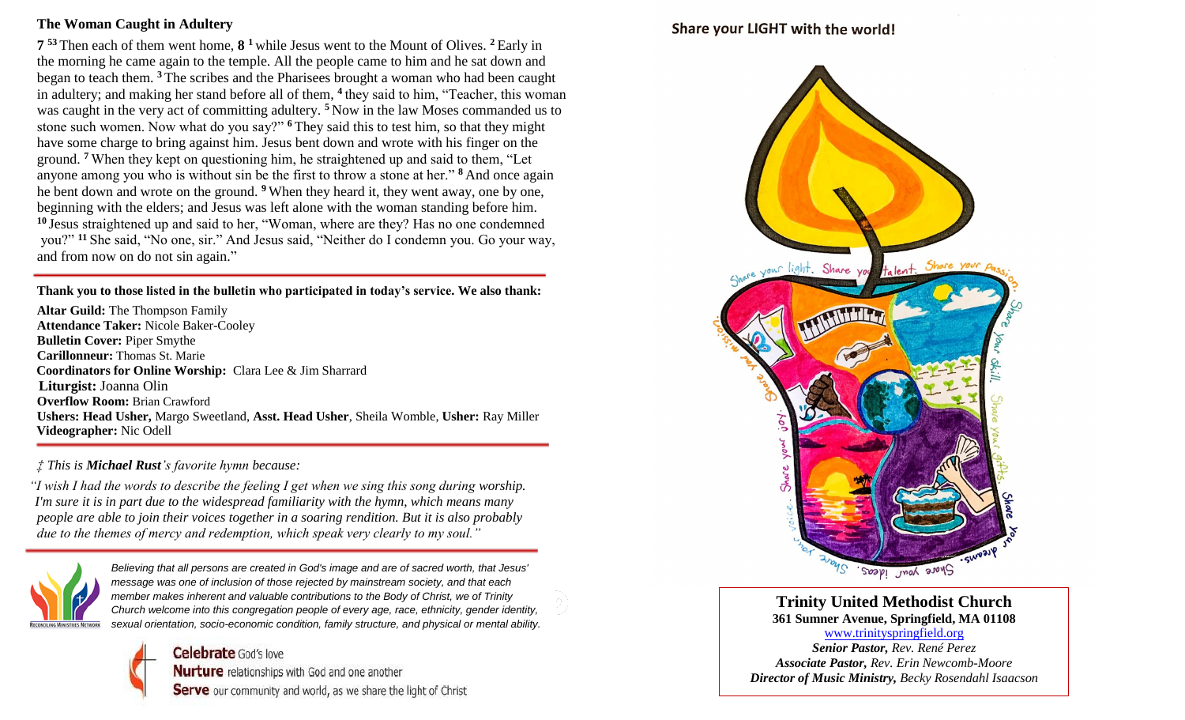## The Woman Caught in Adultery

**7** [53] Then each of them went home, **8** [1] while Jesus went to the Mount of Olives. [2] Early in the morning he came again to the temple. All the people came to him and he sat down and began to teach them. [3] The scribes and the Pharisees brought a woman who had been caught in adultery; and making her stand before all of them, [4] they said to him, "Teacher, this woman was caught in the very act of committing adultery. [5] Now in the law Moses commanded us to stone such women. Now what do you say?" [6] They said this to test him, so that they might have some charge to bring against him. Jesus bent down and wrote with his finger on the ground. [7] When they kept on questioning him, he straightened up and said to them, "Let anyone among you who is without sin be the first to throw a stone at her." [8] And once again he bent down and wrote on the ground. [9] When they heard it, they went away, one by one, beginning with the elders; and Jesus was left alone with the woman standing before him. [10] Jesus straightened up and said to her, "Woman, where are they? Has no one condemned you?" [11] She said, "No one, sir." And Jesus said, "Neither do I condemn you. Go your way, and from now on do not sin again."

**Thank you to those listed in the bulletin who participated in today's service. We also thank:**

**Altar Guild:** The Thompson Family
**Attendance Taker:** Nicole Baker-Cooley
**Bulletin Cover:** Piper Smythe
**Carillonneur:** Thomas St. Marie
**Coordinators for Online Worship:** Clara Lee & Jim Sharrard
**Liturgist:** Joanna Olin
**Overflow Room:** Brian Crawford
**Ushers: Head Usher,** Margo Sweetland, **Asst. Head Usher**, Sheila Womble, **Usher:** Ray Miller
**Videographer:** Nic Odell

*‡ This is **Michael Rust**'s favorite hymn because:*

*"I wish I had the words to describe the feeling I get when we sing this song during worship. I'm sure it is in part due to the widespread familiarity with the hymn, which means many people are able to join their voices together in a soaring rendition. But it is also probably due to the themes of mercy and redemption, which speak very clearly to my soul."*

RECONCILING MINISTRIES NETWORK

*Believing that all persons are created in God's image and are of sacred worth, that Jesus' message was one of inclusion of those rejected by mainstream society, and that each member makes inherent and valuable contributions to the Body of Christ, we of Trinity Church welcome into this congregation people of every age, race, ethnicity, gender identity, sexual orientation, socio-economic condition, family structure, and physical or mental ability.*

**Celebrate** God's love
**Nurture** relationships with God and one another
**Serve** our community and world, as we share the light of Christ

## Share your LIGHT with the world!

Share your light. Share your talent. Share your passion. Share your skill. Share your gifts. Share your dreams. Share your ideas. Share your voice. Share your joy. Share your mission.

**Trinity United Methodist Church**
**361 Sumner Avenue, Springfield, MA 01108**
www.trinityspringfield.org
***Senior Pastor,*** *Rev. René Perez*
***Associate Pastor,*** *Rev. Erin Newcomb-Moore*
***Director of Music Ministry,*** *Becky Rosendahl Isaacson*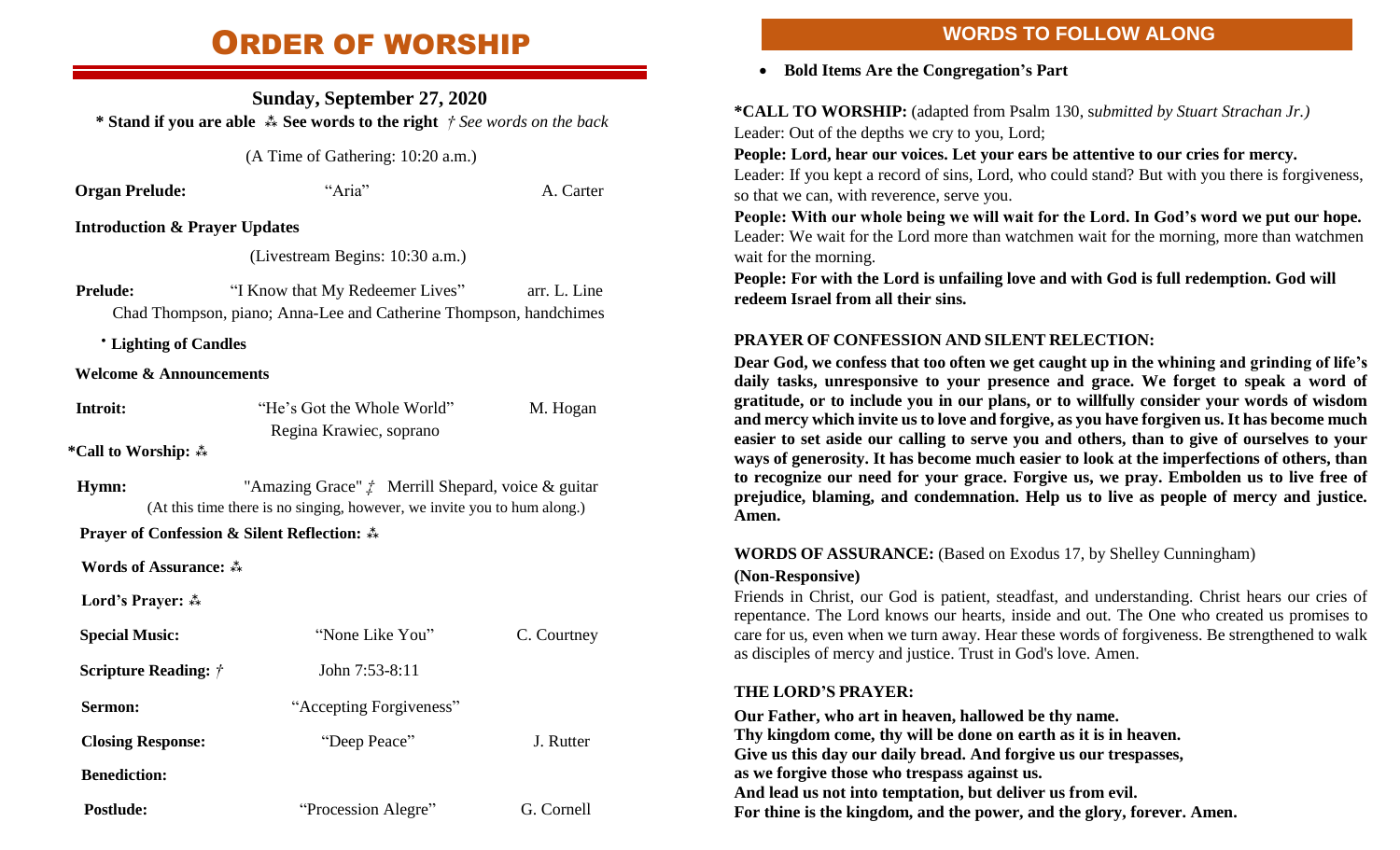# ORDER OF WORSHIP

**Sunday, September 27, 2020**

**\* Stand if you are able ⁂ See words to the right** *† See words on the back*

(A Time of Gathering: 10:20 a.m.)

**Organ Prelude:** "Aria" A. Carter

**Introduction & Prayer Updates**

(Livestream Begins: 10:30 a.m.)

**Prelude:** "I Know that My Redeemer Lives" arr. L. Line
Chad Thompson, piano; Anna-Lee and Catherine Thompson, handchimes

**˙ Lighting of Candles**

**Welcome & Announcements**

**Introit:** "He's Got the Whole World" M. Hogan
Regina Krawiec, soprano

**\*Call to Worship:** ⁂

**Hymn:** "Amazing Grace" ‡ Merrill Shepard, voice & guitar
(At this time there is no singing, however, we invite you to hum along.)

**Prayer of Confession & Silent Reflection:** ⁂

**Words of Assurance:** ⁂

**Lord's Prayer:** ⁂

**Special Music:** "None Like You" C. Courtney

**Scripture Reading:** † John 7:53-8:11

**Sermon:** "Accepting Forgiveness"

**Closing Response:** "Deep Peace" J. Rutter

**Benediction:**

**Postlude:** "Procession Alegre" G. Cornell

## WORDS TO FOLLOW ALONG

- **Bold Items Are the Congregation's Part**

**\*CALL TO WORSHIP:** (adapted from Psalm 130, s*ubmitted by Stuart Strachan Jr.)*

Leader: Out of the depths we cry to you, Lord;

**People: Lord, hear our voices. Let your ears be attentive to our cries for mercy.**

Leader: If you kept a record of sins, Lord, who could stand? But with you there is forgiveness, so that we can, with reverence, serve you.

**People: With our whole being we will wait for the Lord. In God's word we put our hope.**

Leader: We wait for the Lord more than watchmen wait for the morning, more than watchmen wait for the morning.

**People: For with the Lord is unfailing love and with God is full redemption. God will redeem Israel from all their sins.**

**PRAYER OF CONFESSION AND SILENT RELECTION:**

**Dear God, we confess that too often we get caught up in the whining and grinding of life's daily tasks, unresponsive to your presence and grace. We forget to speak a word of gratitude, or to include you in our plans, or to willfully consider your words of wisdom and mercy which invite us to love and forgive, as you have forgiven us. It has become much easier to set aside our calling to serve you and others, than to give of ourselves to your ways of generosity. It has become much easier to look at the imperfections of others, than to recognize our need for your grace. Forgive us, we pray. Embolden us to live free of prejudice, blaming, and condemnation. Help us to live as people of mercy and justice. Amen.**

**WORDS OF ASSURANCE:** (Based on Exodus 17, by Shelley Cunningham)

**(Non-Responsive)**

Friends in Christ, our God is patient, steadfast, and understanding. Christ hears our cries of repentance. The Lord knows our hearts, inside and out. The One who created us promises to care for us, even when we turn away. Hear these words of forgiveness. Be strengthened to walk as disciples of mercy and justice. Trust in God's love. Amen.

**THE LORD'S PRAYER:**

**Our Father, who art in heaven, hallowed be thy name.**
**Thy kingdom come, thy will be done on earth as it is in heaven.**
**Give us this day our daily bread. And forgive us our trespasses,**
**as we forgive those who trespass against us.**
**And lead us not into temptation, but deliver us from evil.**
**For thine is the kingdom, and the power, and the glory, forever. Amen.**